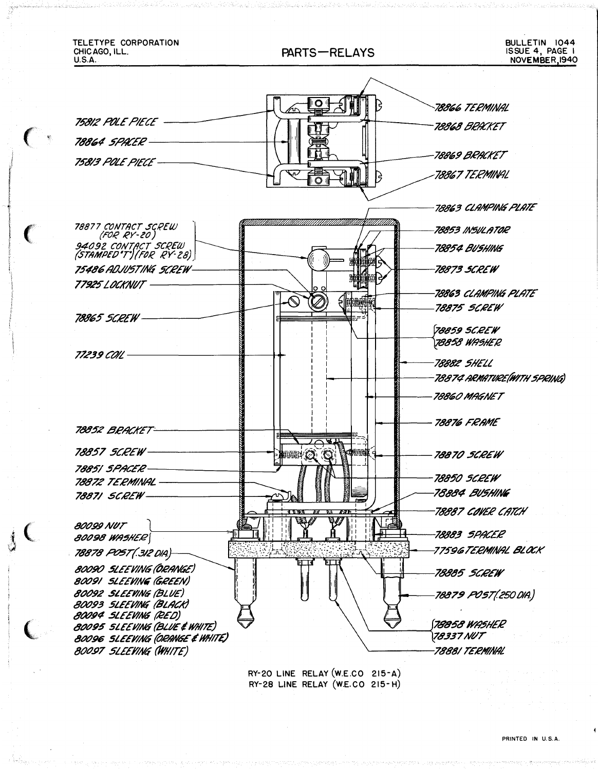TELETYPE CORPORATION
CHICAGO, ILL.
U.S.A.

# PARTS—RELAYS

BULLETIN 1044
ISSUE 4, PAGE 1
NOVEMBER, 1940

75812 POLE PIECE
78864 SPACER
75813 POLE PIECE
78866 TERMINAL
78868 BRACKET
78869 BRACKET
78867 TERMINAL

78877 CONTACT SCREW (FOR RY-20)
94092 CONTACT SCREW (STAMPED "T") (FOR RY-28)
75486 ADJUSTING SCREW
77925 LOCKNUT
78865 SCREW
77239 COIL
78852 BRACKET
78857 SCREW
78851 SPACER
78872 TERMINAL
78871 SCREW
80099 NUT
80098 WASHER
78878 POST (.312 DIA.)
80090 SLEEVING (ORANGE)
80091 SLEEVING (GREEN)
80092 SLEEVING (BLUE)
80093 SLEEVING (BLACK)
80094 SLEEVING (RED)
80095 SLEEVING (BLUE & WHITE)
80096 SLEEVING (ORANGE & WHITE)
80097 SLEEVING (WHITE)

78863 CLAMPING PLATE
78853 INSULATOR
78854 BUSHING
78873 SCREW
78863 CLAMPING PLATE
78875 SCREW
78859 SCREW
78858 WASHER
78882 SHELL
78874 ARMATURE (WITH SPRING)
78860 MAGNET
78876 FRAME
78870 SCREW
78850 SCREW
78884 BUSHING
78887 COVER CATCH
78883 SPACER
77596 TERMINAL BLOCK
78885 SCREW
78879 POST (.250 DIA.)
78858 WASHER
78337 NUT
78881 TERMINAL

RY-20 LINE RELAY (W.E.CO 215-A)
RY-28 LINE RELAY (W.E.CO 215-H)

PRINTED IN U.S.A.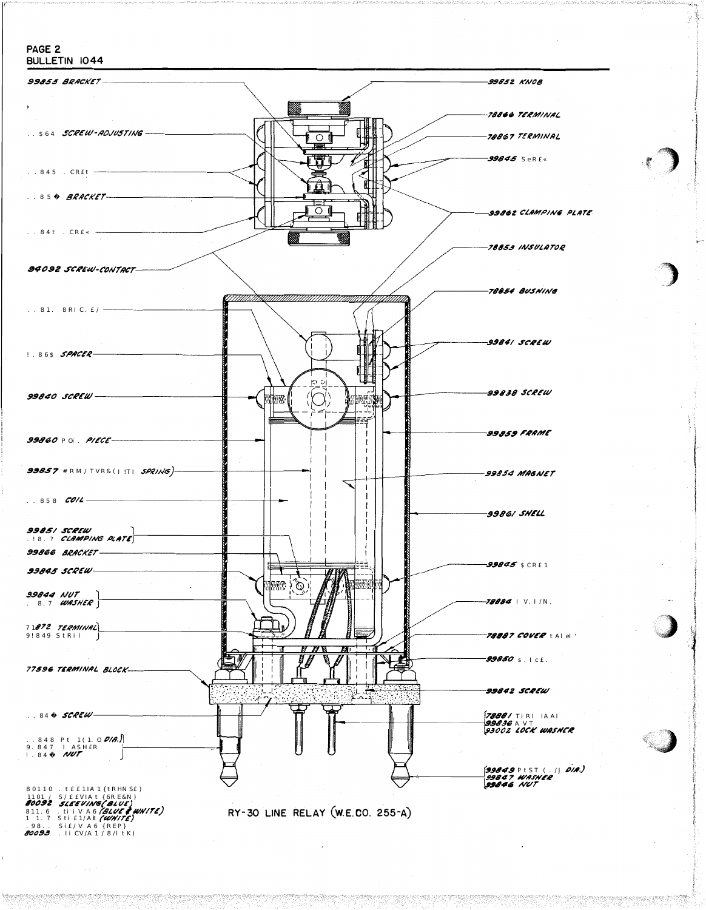99855 BRACKET

..$64 SCREW-ADJUSTING

..845 . CR£t

..85� BRACKET

..84t . CR£«

94092 SCREW-CONTACT

..81. 8RI C. £/

!.86$ SPACER

99840 SCREW

99860 POl. PIECE

99857 #RM/TVR&(I !TI SPRING)

..858 COIL

99851 SCREW
.!8.? CLAMPING PLATE

99866 BRACKET

99845 SCREW

99844 NUT
. 8.7 WASHER

71872 TERMINAL
9!849 StRil

77596 TERMINAL BLOCK

..84� SCREW

..848 Pt 1(1. O DIA.)
9.847 I ASH£R
!.84� NUT

80110 . t££1IA1(tRHNS£)
1101/ S/££VIAt (6RE&N)
80092 SLEEVING(BLUE)
811.6 . ti iVA6 (BLUE & WHITE)
1 1.7 Sti £1/At (WHITE)
.98.. Si£/VA6 (REP)
80093 . Ii CV/A1/8/ItK)

99852 KNOB

78866 TERMINAL

78867 TERMINAL

99845 SeR£«

99862 CLAMPING PLATE

78853 INSULATOR

78854 BUSHING

99841 SCREW

99838 SCREW

99859 FRAME

99854 MAGNET

99861 SHELL

99845 $CR£1

78884 I V. I /N.

78887 COVER tAl el'

99850 s. I c£.

99842 SCREW

78881 TiRI IAAI
99836 AVT
93002 LOCK WASHER

99849 PtST (./) DIA.)
99847 WASHER
99846 NUT

RY-30 LINE RELAY (W.E.CO. 255-A)